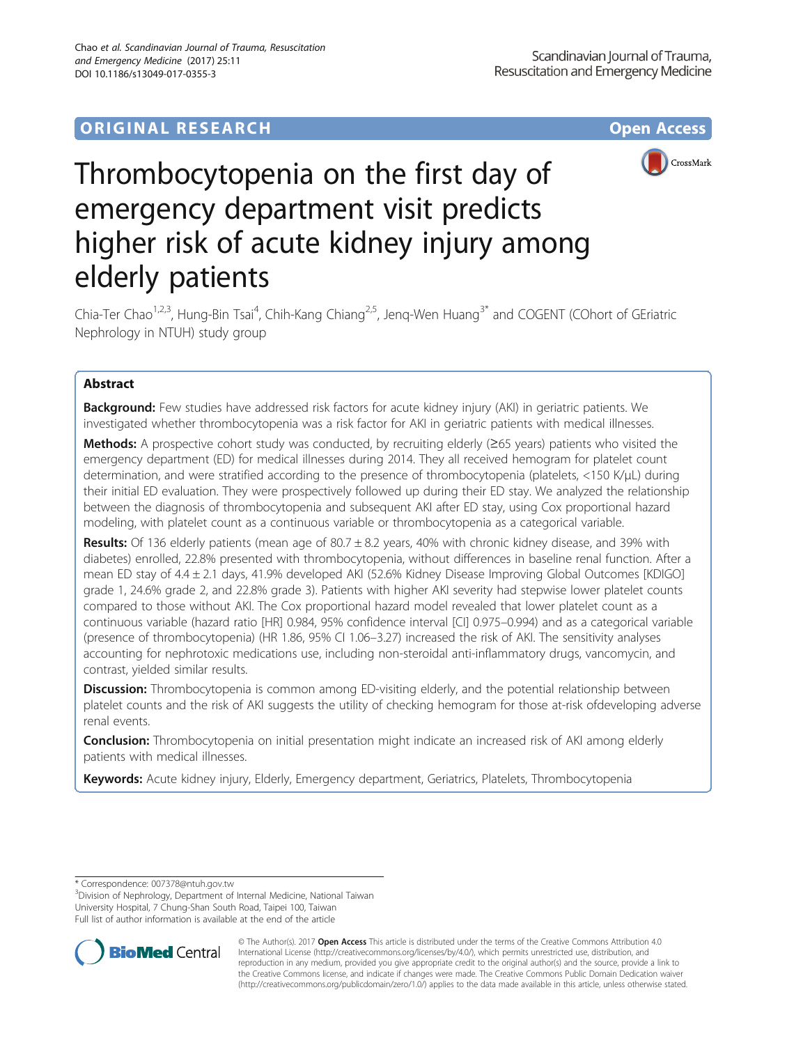ORIGINAL RESEARCH

Open Access

# Thrombocytopenia on the first day of emergency department visit predicts higher risk of acute kidney injury among elderly patients

Chia-Ter Chao[1,2,3], Hung-Bin Tsai[4], Chih-Kang Chiang[2,5], Jenq-Wen Huang[3*] and COGENT (COhort of GEriatric Nephrology in NTUH) study group

## Abstract

**Background:** Few studies have addressed risk factors for acute kidney injury (AKI) in geriatric patients. We investigated whether thrombocytopenia was a risk factor for AKI in geriatric patients with medical illnesses.

**Methods:** A prospective cohort study was conducted, by recruiting elderly (≥65 years) patients who visited the emergency department (ED) for medical illnesses during 2014. They all received hemogram for platelet count determination, and were stratified according to the presence of thrombocytopenia (platelets, <150 K/μL) during their initial ED evaluation. They were prospectively followed up during their ED stay. We analyzed the relationship between the diagnosis of thrombocytopenia and subsequent AKI after ED stay, using Cox proportional hazard modeling, with platelet count as a continuous variable or thrombocytopenia as a categorical variable.

**Results:** Of 136 elderly patients (mean age of 80.7 ± 8.2 years, 40% with chronic kidney disease, and 39% with diabetes) enrolled, 22.8% presented with thrombocytopenia, without differences in baseline renal function. After a mean ED stay of 4.4 ± 2.1 days, 41.9% developed AKI (52.6% Kidney Disease Improving Global Outcomes [KDIGO] grade 1, 24.6% grade 2, and 22.8% grade 3). Patients with higher AKI severity had stepwise lower platelet counts compared to those without AKI. The Cox proportional hazard model revealed that lower platelet count as a continuous variable (hazard ratio [HR] 0.984, 95% confidence interval [CI] 0.975–0.994) and as a categorical variable (presence of thrombocytopenia) (HR 1.86, 95% CI 1.06–3.27) increased the risk of AKI. The sensitivity analyses accounting for nephrotoxic medications use, including non-steroidal anti-inflammatory drugs, vancomycin, and contrast, yielded similar results.

**Discussion:** Thrombocytopenia is common among ED-visiting elderly, and the potential relationship between platelet counts and the risk of AKI suggests the utility of checking hemogram for those at-risk ofdeveloping adverse renal events.

**Conclusion:** Thrombocytopenia on initial presentation might indicate an increased risk of AKI among elderly patients with medical illnesses.

**Keywords:** Acute kidney injury, Elderly, Emergency department, Geriatrics, Platelets, Thrombocytopenia

\* Correspondence: 007378@ntuh.gov.tw
[3]Division of Nephrology, Department of Internal Medicine, National Taiwan University Hospital, 7 Chung-Shan South Road, Taipei 100, Taiwan
Full list of author information is available at the end of the article

© The Author(s). 2017 **Open Access** This article is distributed under the terms of the Creative Commons Attribution 4.0 International License (http://creativecommons.org/licenses/by/4.0/), which permits unrestricted use, distribution, and reproduction in any medium, provided you give appropriate credit to the original author(s) and the source, provide a link to the Creative Commons license, and indicate if changes were made. The Creative Commons Public Domain Dedication waiver (http://creativecommons.org/publicdomain/zero/1.0/) applies to the data made available in this article, unless otherwise stated.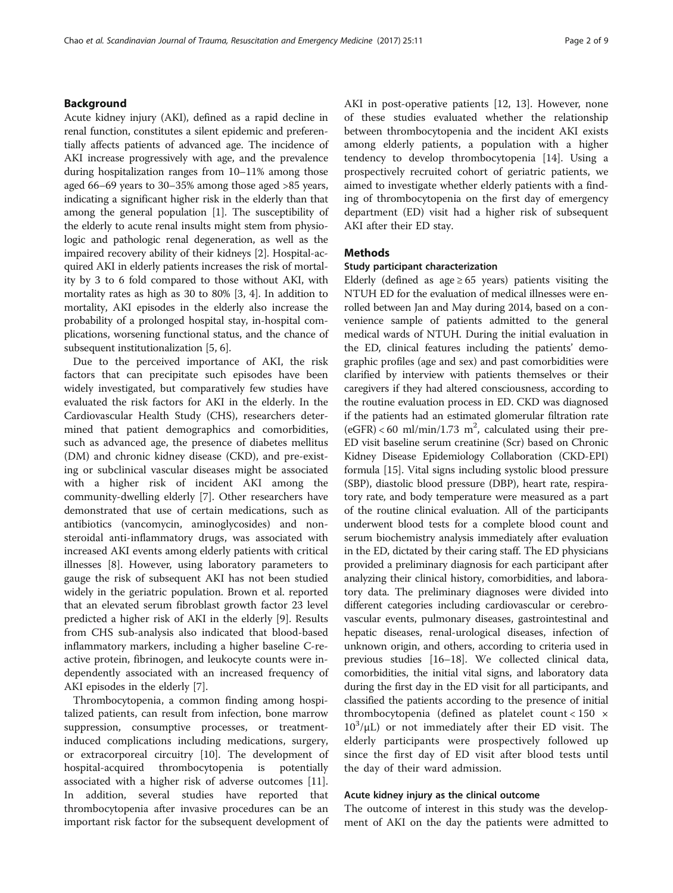## Background

Acute kidney injury (AKI), defined as a rapid decline in renal function, constitutes a silent epidemic and preferentially affects patients of advanced age. The incidence of AKI increase progressively with age, and the prevalence during hospitalization ranges from 10–11% among those aged 66–69 years to 30–35% among those aged >85 years, indicating a significant higher risk in the elderly than that among the general population [1]. The susceptibility of the elderly to acute renal insults might stem from physiologic and pathologic renal degeneration, as well as the impaired recovery ability of their kidneys [2]. Hospital-acquired AKI in elderly patients increases the risk of mortality by 3 to 6 fold compared to those without AKI, with mortality rates as high as 30 to 80% [3, 4]. In addition to mortality, AKI episodes in the elderly also increase the probability of a prolonged hospital stay, in-hospital complications, worsening functional status, and the chance of subsequent institutionalization [5, 6].

Due to the perceived importance of AKI, the risk factors that can precipitate such episodes have been widely investigated, but comparatively few studies have evaluated the risk factors for AKI in the elderly. In the Cardiovascular Health Study (CHS), researchers determined that patient demographics and comorbidities, such as advanced age, the presence of diabetes mellitus (DM) and chronic kidney disease (CKD), and pre-existing or subclinical vascular diseases might be associated with a higher risk of incident AKI among the community-dwelling elderly [7]. Other researchers have demonstrated that use of certain medications, such as antibiotics (vancomycin, aminoglycosides) and non-steroidal anti-inflammatory drugs, was associated with increased AKI events among elderly patients with critical illnesses [8]. However, using laboratory parameters to gauge the risk of subsequent AKI has not been studied widely in the geriatric population. Brown et al. reported that an elevated serum fibroblast growth factor 23 level predicted a higher risk of AKI in the elderly [9]. Results from CHS sub-analysis also indicated that blood-based inflammatory markers, including a higher baseline C-reactive protein, fibrinogen, and leukocyte counts were independently associated with an increased frequency of AKI episodes in the elderly [7].

Thrombocytopenia, a common finding among hospitalized patients, can result from infection, bone marrow suppression, consumptive processes, or treatment-induced complications including medications, surgery, or extracorporeal circuitry [10]. The development of hospital-acquired thrombocytopenia is potentially associated with a higher risk of adverse outcomes [11]. In addition, several studies have reported that thrombocytopenia after invasive procedures can be an important risk factor for the subsequent development of AKI in post-operative patients [12, 13]. However, none of these studies evaluated whether the relationship between thrombocytopenia and the incident AKI exists among elderly patients, a population with a higher tendency to develop thrombocytopenia [14]. Using a prospectively recruited cohort of geriatric patients, we aimed to investigate whether elderly patients with a finding of thrombocytopenia on the first day of emergency department (ED) visit had a higher risk of subsequent AKI after their ED stay.

## Methods

### Study participant characterization

Elderly (defined as age ≥ 65 years) patients visiting the NTUH ED for the evaluation of medical illnesses were enrolled between Jan and May during 2014, based on a convenience sample of patients admitted to the general medical wards of NTUH. During the initial evaluation in the ED, clinical features including the patients' demographic profiles (age and sex) and past comorbidities were clarified by interview with patients themselves or their caregivers if they had altered consciousness, according to the routine evaluation process in ED. CKD was diagnosed if the patients had an estimated glomerular filtration rate (eGFR) < 60 ml/min/1.73 $m^2$, calculated using their pre-ED visit baseline serum creatinine (Scr) based on Chronic Kidney Disease Epidemiology Collaboration (CKD-EPI) formula [15]. Vital signs including systolic blood pressure (SBP), diastolic blood pressure (DBP), heart rate, respiratory rate, and body temperature were measured as a part of the routine clinical evaluation. All of the participants underwent blood tests for a complete blood count and serum biochemistry analysis immediately after evaluation in the ED, dictated by their caring staff. The ED physicians provided a preliminary diagnosis for each participant after analyzing their clinical history, comorbidities, and laboratory data. The preliminary diagnoses were divided into different categories including cardiovascular or cerebrovascular events, pulmonary diseases, gastrointestinal and hepatic diseases, renal-urological diseases, infection of unknown origin, and others, according to criteria used in previous studies [16–18]. We collected clinical data, comorbidities, the initial vital signs, and laboratory data during the first day in the ED visit for all participants, and classified the patients according to the presence of initial thrombocytopenia (defined as platelet count < 150 × $10^3$/μL) or not immediately after their ED visit. The elderly participants were prospectively followed up since the first day of ED visit after blood tests until the day of their ward admission.

### Acute kidney injury as the clinical outcome

The outcome of interest in this study was the development of AKI on the day the patients were admitted to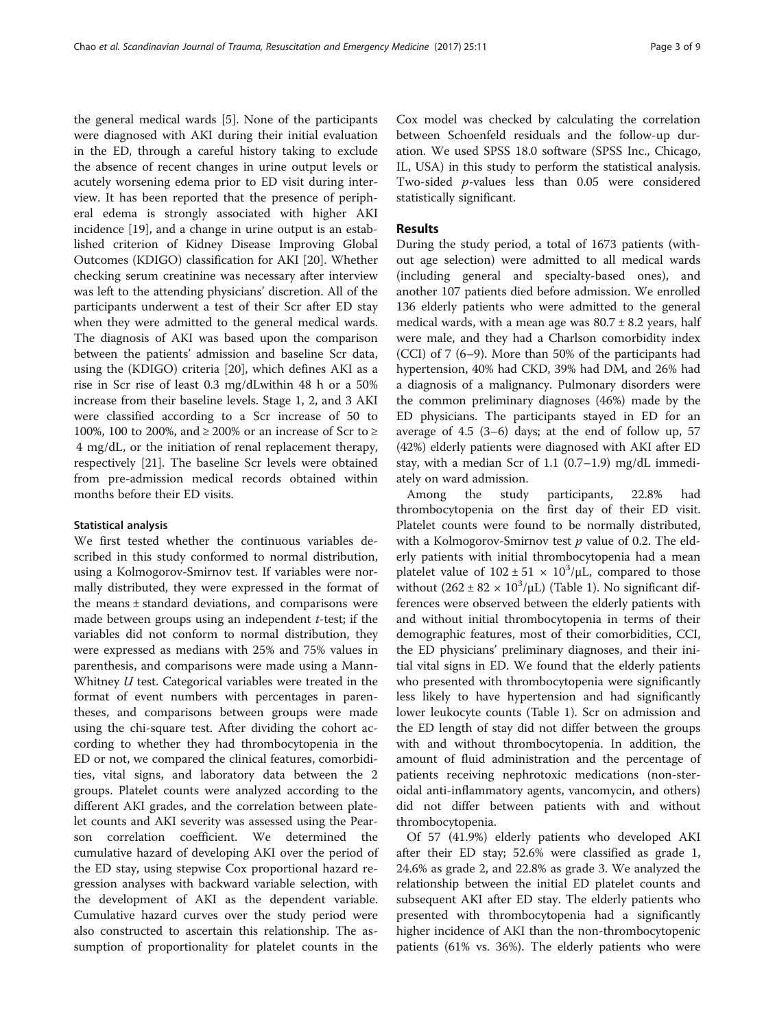the general medical wards [5]. None of the participants were diagnosed with AKI during their initial evaluation in the ED, through a careful history taking to exclude the absence of recent changes in urine output levels or acutely worsening edema prior to ED visit during interview. It has been reported that the presence of peripheral edema is strongly associated with higher AKI incidence [19], and a change in urine output is an established criterion of Kidney Disease Improving Global Outcomes (KDIGO) classification for AKI [20]. Whether checking serum creatinine was necessary after interview was left to the attending physicians' discretion. All of the participants underwent a test of their Scr after ED stay when they were admitted to the general medical wards. The diagnosis of AKI was based upon the comparison between the patients' admission and baseline Scr data, using the (KDIGO) criteria [20], which defines AKI as a rise in Scr rise of least 0.3 mg/dLwithin 48 h or a 50% increase from their baseline levels. Stage 1, 2, and 3 AKI were classified according to a Scr increase of 50 to 100%, 100 to 200%, and ≥ 200% or an increase of Scr to ≥ 4 mg/dL, or the initiation of renal replacement therapy, respectively [21]. The baseline Scr levels were obtained from pre-admission medical records obtained within months before their ED visits.

### Statistical analysis

We first tested whether the continuous variables described in this study conformed to normal distribution, using a Kolmogorov-Smirnov test. If variables were normally distributed, they were expressed in the format of the means ± standard deviations, and comparisons were made between groups using an independent *t*-test; if the variables did not conform to normal distribution, they were expressed as medians with 25% and 75% values in parenthesis, and comparisons were made using a Mann-Whitney *U* test. Categorical variables were treated in the format of event numbers with percentages in parentheses, and comparisons between groups were made using the chi-square test. After dividing the cohort according to whether they had thrombocytopenia in the ED or not, we compared the clinical features, comorbidities, vital signs, and laboratory data between the 2 groups. Platelet counts were analyzed according to the different AKI grades, and the correlation between platelet counts and AKI severity was assessed using the Pearson correlation coefficient. We determined the cumulative hazard of developing AKI over the period of the ED stay, using stepwise Cox proportional hazard regression analyses with backward variable selection, with the development of AKI as the dependent variable. Cumulative hazard curves over the study period were also constructed to ascertain this relationship. The assumption of proportionality for platelet counts in the Cox model was checked by calculating the correlation between Schoenfeld residuals and the follow-up duration. We used SPSS 18.0 software (SPSS Inc., Chicago, IL, USA) in this study to perform the statistical analysis. Two-sided *p*-values less than 0.05 were considered statistically significant.

## Results

During the study period, a total of 1673 patients (without age selection) were admitted to all medical wards (including general and specialty-based ones), and another 107 patients died before admission. We enrolled 136 elderly patients who were admitted to the general medical wards, with a mean age was $80.7 \pm 8.2$ years, half were male, and they had a Charlson comorbidity index (CCI) of 7 (6–9). More than 50% of the participants had hypertension, 40% had CKD, 39% had DM, and 26% had a diagnosis of a malignancy. Pulmonary disorders were the common preliminary diagnoses (46%) made by the ED physicians. The participants stayed in ED for an average of 4.5 (3–6) days; at the end of follow up, 57 (42%) elderly patients were diagnosed with AKI after ED stay, with a median Scr of 1.1 (0.7–1.9) mg/dL immediately on ward admission.

Among the study participants, 22.8% had thrombocytopenia on the first day of their ED visit. Platelet counts were found to be normally distributed, with a Kolmogorov-Smirnov test *p* value of 0.2. The elderly patients with initial thrombocytopenia had a mean platelet value of $102 \pm 51 \times 10^3/\mu L$, compared to those without ($262 \pm 82 \times 10^3/\mu L$) (Table 1). No significant differences were observed between the elderly patients with and without initial thrombocytopenia in terms of their demographic features, most of their comorbidities, CCI, the ED physicians' preliminary diagnoses, and their initial vital signs in ED. We found that the elderly patients who presented with thrombocytopenia were significantly less likely to have hypertension and had significantly lower leukocyte counts (Table 1). Scr on admission and the ED length of stay did not differ between the groups with and without thrombocytopenia. In addition, the amount of fluid administration and the percentage of patients receiving nephrotoxic medications (non-steroidal anti-inflammatory agents, vancomycin, and others) did not differ between patients with and without thrombocytopenia.

Of 57 (41.9%) elderly patients who developed AKI after their ED stay; 52.6% were classified as grade 1, 24.6% as grade 2, and 22.8% as grade 3. We analyzed the relationship between the initial ED platelet counts and subsequent AKI after ED stay. The elderly patients who presented with thrombocytopenia had a significantly higher incidence of AKI than the non-thrombocytopenic patients (61% vs. 36%). The elderly patients who were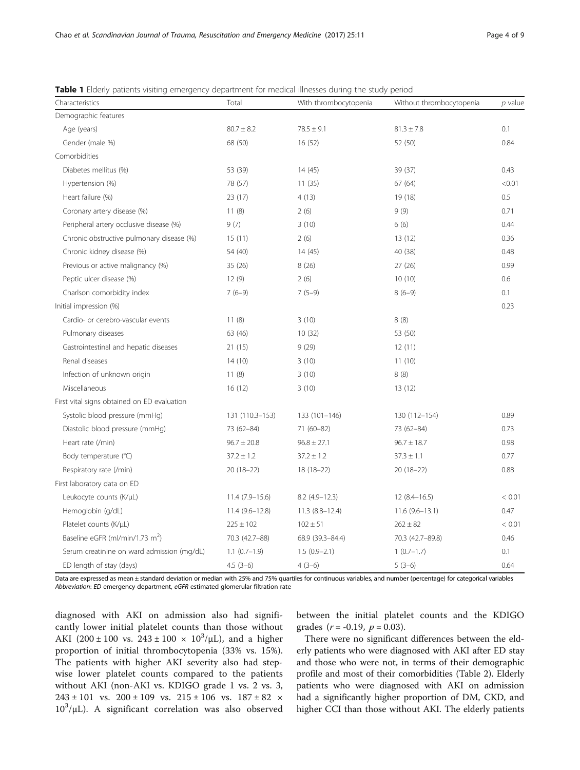**Table 1** Elderly patients visiting emergency department for medical illnesses during the study period

| Characteristics | Total | With thrombocytopenia | Without thrombocytopenia | *p* value |
|---|---|---|---|---|
| Demographic features | | | | |
| Age (years) | 80.7 ± 8.2 | 78.5 ± 9.1 | 81.3 ± 7.8 | 0.1 |
| Gender (male %) | 68 (50) | 16 (52) | 52 (50) | 0.84 |
| Comorbidities | | | | |
| Diabetes mellitus (%) | 53 (39) | 14 (45) | 39 (37) | 0.43 |
| Hypertension (%) | 78 (57) | 11 (35) | 67 (64) | <0.01 |
| Heart failure (%) | 23 (17) | 4 (13) | 19 (18) | 0.5 |
| Coronary artery disease (%) | 11 (8) | 2 (6) | 9 (9) | 0.71 |
| Peripheral artery occlusive disease (%) | 9 (7) | 3 (10) | 6 (6) | 0.44 |
| Chronic obstructive pulmonary disease (%) | 15 (11) | 2 (6) | 13 (12) | 0.36 |
| Chronic kidney disease (%) | 54 (40) | 14 (45) | 40 (38) | 0.48 |
| Previous or active malignancy (%) | 35 (26) | 8 (26) | 27 (26) | 0.99 |
| Peptic ulcer disease (%) | 12 (9) | 2 (6) | 10 (10) | 0.6 |
| Charlson comorbidity index | 7 (6–9) | 7 (5–9) | 8 (6–9) | 0.1 |
| Initial impression (%) | | | | 0.23 |
| Cardio- or cerebro-vascular events | 11 (8) | 3 (10) | 8 (8) | |
| Pulmonary diseases | 63 (46) | 10 (32) | 53 (50) | |
| Gastrointestinal and hepatic diseases | 21 (15) | 9 (29) | 12 (11) | |
| Renal diseases | 14 (10) | 3 (10) | 11 (10) | |
| Infection of unknown origin | 11 (8) | 3 (10) | 8 (8) | |
| Miscellaneous | 16 (12) | 3 (10) | 13 (12) | |
| First vital signs obtained on ED evaluation | | | | |
| Systolic blood pressure (mmHg) | 131 (110.3–153) | 133 (101–146) | 130 (112–154) | 0.89 |
| Diastolic blood pressure (mmHg) | 73 (62–84) | 71 (60–82) | 73 (62–84) | 0.73 |
| Heart rate (/min) | 96.7 ± 20.8 | 96.8 ± 27.1 | 96.7 ± 18.7 | 0.98 |
| Body temperature (°C) | 37.2 ± 1.2 | 37.2 ± 1.2 | 37.3 ± 1.1 | 0.77 |
| Respiratory rate (/min) | 20 (18–22) | 18 (18–22) | 20 (18–22) | 0.88 |
| First laboratory data on ED | | | | |
| Leukocyte counts (K/μL) | 11.4 (7.9–15.6) | 8.2 (4.9–12.3) | 12 (8.4–16.5) | < 0.01 |
| Hemoglobin (g/dL) | 11.4 (9.6–12.8) | 11.3 (8.8–12.4) | 11.6 (9.6–13.1) | 0.47 |
| Platelet counts (K/μL) | 225 ± 102 | 102 ± 51 | 262 ± 82 | < 0.01 |
| Baseline eGFR (ml/min/1.73 $m^2$) | 70.3 (42.7–88) | 68.9 (39.3–84.4) | 70.3 (42.7–89.8) | 0.46 |
| Serum creatinine on ward admission (mg/dL) | 1.1 (0.7–1.9) | 1.5 (0.9–2.1) | 1 (0.7–1.7) | 0.1 |
| ED length of stay (days) | 4.5 (3–6) | 4 (3–6) | 5 (3–6) | 0.64 |

Data are expressed as mean ± standard deviation or median with 25% and 75% quartiles for continuous variables, and number (percentage) for categorical variables
*Abbreviation*: *ED* emergency department, *eGFR* estimated glomerular filtration rate

diagnosed with AKI on admission also had significantly lower initial platelet counts than those without AKI (200 ± 100 vs. 243 ± 100 × $10^3$/μL), and a higher proportion of initial thrombocytopenia (33% vs. 15%). The patients with higher AKI severity also had stepwise lower platelet counts compared to the patients without AKI (non-AKI vs. KDIGO grade 1 vs. 2 vs. 3, 243 ± 101 vs. 200 ± 109 vs. 215 ± 106 vs. 187 ± 82 × $10^3$/μL). A significant correlation was also observed between the initial platelet counts and the KDIGO grades ($r = -0.19$, $p = 0.03$).

There were no significant differences between the elderly patients who were diagnosed with AKI after ED stay and those who were not, in terms of their demographic profile and most of their comorbidities (Table 2). Elderly patients who were diagnosed with AKI on admission had a significantly higher proportion of DM, CKD, and higher CCI than those without AKI. The elderly patients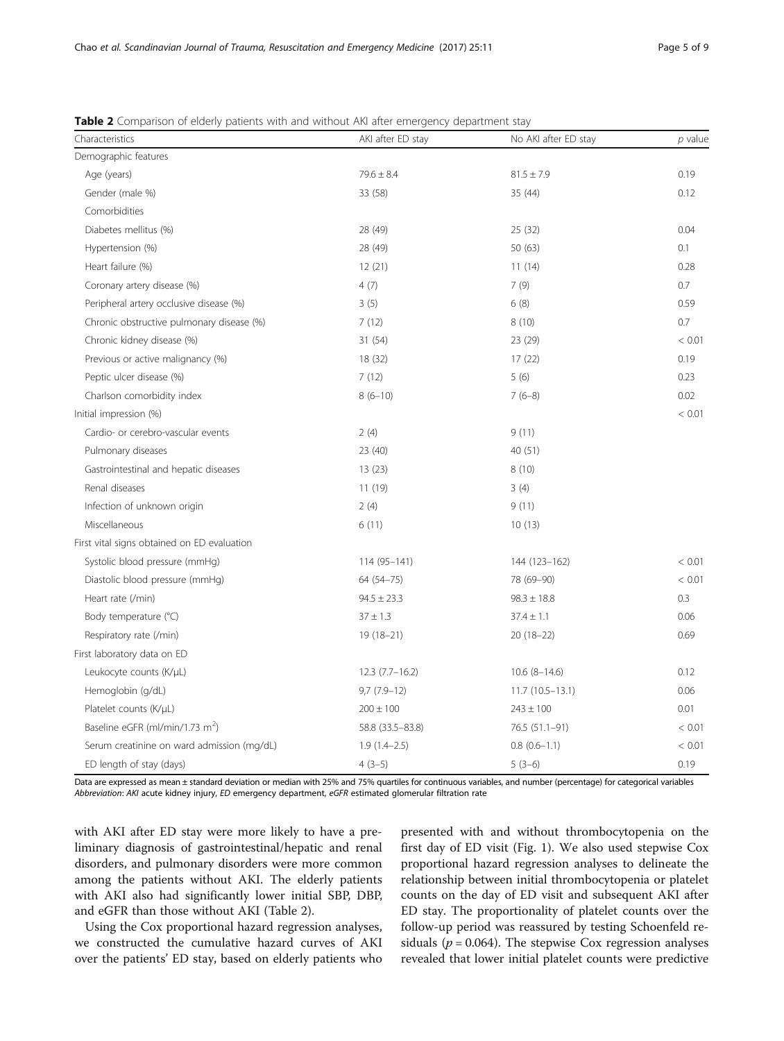**Table 2** Comparison of elderly patients with and without AKI after emergency department stay

| Characteristics | AKI after ED stay | No AKI after ED stay | *p* value |
|---|---|---|---|
| Demographic features | | | |
| Age (years) | 79.6 ± 8.4 | 81.5 ± 7.9 | 0.19 |
| Gender (male %) | 33 (58) | 35 (44) | 0.12 |
| Comorbidities | | | |
| Diabetes mellitus (%) | 28 (49) | 25 (32) | 0.04 |
| Hypertension (%) | 28 (49) | 50 (63) | 0.1 |
| Heart failure (%) | 12 (21) | 11 (14) | 0.28 |
| Coronary artery disease (%) | 4 (7) | 7 (9) | 0.7 |
| Peripheral artery occlusive disease (%) | 3 (5) | 6 (8) | 0.59 |
| Chronic obstructive pulmonary disease (%) | 7 (12) | 8 (10) | 0.7 |
| Chronic kidney disease (%) | 31 (54) | 23 (29) | < 0.01 |
| Previous or active malignancy (%) | 18 (32) | 17 (22) | 0.19 |
| Peptic ulcer disease (%) | 7 (12) | 5 (6) | 0.23 |
| Charlson comorbidity index | 8 (6–10) | 7 (6–8) | 0.02 |
| Initial impression (%) | | | < 0.01 |
| Cardio- or cerebro-vascular events | 2 (4) | 9 (11) | |
| Pulmonary diseases | 23 (40) | 40 (51) | |
| Gastrointestinal and hepatic diseases | 13 (23) | 8 (10) | |
| Renal diseases | 11 (19) | 3 (4) | |
| Infection of unknown origin | 2 (4) | 9 (11) | |
| Miscellaneous | 6 (11) | 10 (13) | |
| First vital signs obtained on ED evaluation | | | |
| Systolic blood pressure (mmHg) | 114 (95–141) | 144 (123–162) | < 0.01 |
| Diastolic blood pressure (mmHg) | 64 (54–75) | 78 (69–90) | < 0.01 |
| Heart rate (/min) | 94.5 ± 23.3 | 98.3 ± 18.8 | 0.3 |
| Body temperature (°C) | 37 ± 1.3 | 37.4 ± 1.1 | 0.06 |
| Respiratory rate (/min) | 19 (18–21) | 20 (18–22) | 0.69 |
| First laboratory data on ED | | | |
| Leukocyte counts (K/μL) | 12.3 (7.7–16.2) | 10.6 (8–14.6) | 0.12 |
| Hemoglobin (g/dL) | 9,7 (7.9–12) | 11.7 (10.5–13.1) | 0.06 |
| Platelet counts (K/μL) | 200 ± 100 | 243 ± 100 | 0.01 |
| Baseline eGFR (ml/min/1.73 m$^2$) | 58.8 (33.5–83.8) | 76.5 (51.1–91) | < 0.01 |
| Serum creatinine on ward admission (mg/dL) | 1.9 (1.4–2.5) | 0.8 (0.6–1.1) | < 0.01 |
| ED length of stay (days) | 4 (3–5) | 5 (3–6) | 0.19 |

Data are expressed as mean ± standard deviation or median with 25% and 75% quartiles for continuous variables, and number (percentage) for categorical variables
*Abbreviation*: *AKI* acute kidney injury, *ED* emergency department, *eGFR* estimated glomerular filtration rate

with AKI after ED stay were more likely to have a preliminary diagnosis of gastrointestinal/hepatic and renal disorders, and pulmonary disorders were more common among the patients without AKI. The elderly patients with AKI also had significantly lower initial SBP, DBP, and eGFR than those without AKI (Table 2).

Using the Cox proportional hazard regression analyses, we constructed the cumulative hazard curves of AKI over the patients' ED stay, based on elderly patients who presented with and without thrombocytopenia on the first day of ED visit (Fig. 1). We also used stepwise Cox proportional hazard regression analyses to delineate the relationship between initial thrombocytopenia or platelet counts on the day of ED visit and subsequent AKI after ED stay. The proportionality of platelet counts over the follow-up period was reassured by testing Schoenfeld residuals ($p = 0.064$). The stepwise Cox regression analyses revealed that lower initial platelet counts were predictive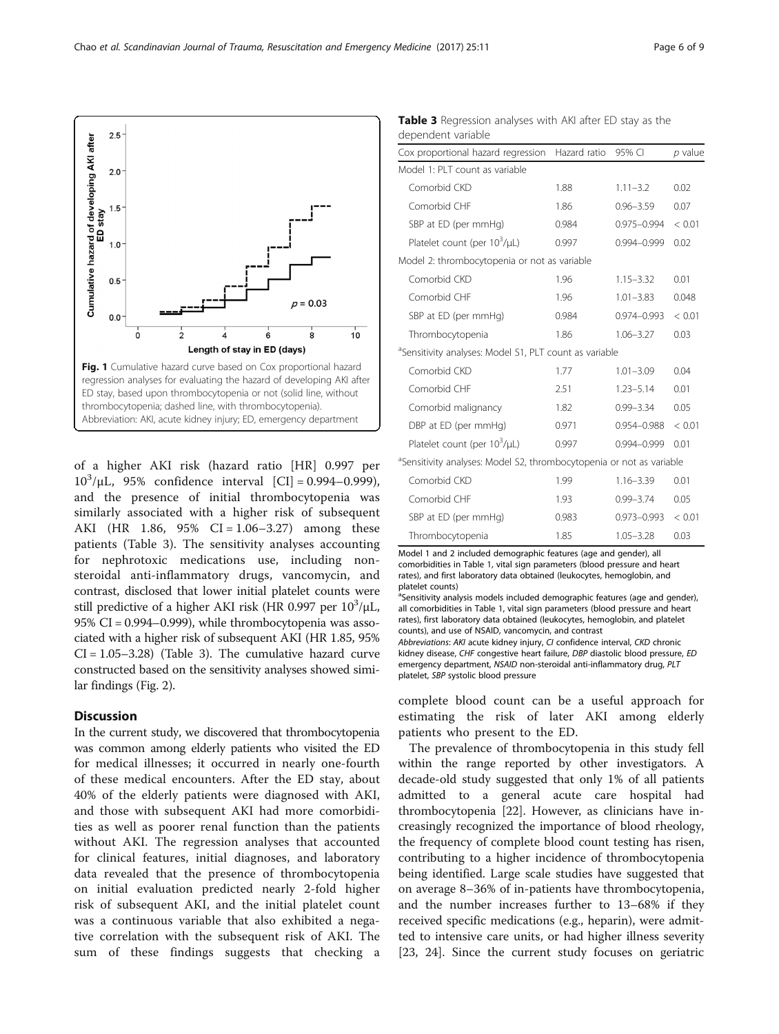Fig. 1 Cumulative hazard curve based on Cox proportional hazard regression analyses for evaluating the hazard of developing AKI after ED stay, based upon thrombocytopenia or not (solid line, without thrombocytopenia; dashed line, with thrombocytopenia). Abbreviation: AKI, acute kidney injury; ED, emergency department

of a higher AKI risk (hazard ratio [HR] 0.997 per $10^3/\mu L$, 95% confidence interval [CI] = 0.994–0.999), and the presence of initial thrombocytopenia was similarly associated with a higher risk of subsequent AKI (HR 1.86, 95% CI = 1.06–3.27) among these patients (Table 3). The sensitivity analyses accounting for nephrotoxic medications use, including non-steroidal anti-inflammatory drugs, vancomycin, and contrast, disclosed that lower initial platelet counts were still predictive of a higher AKI risk (HR 0.997 per $10^3/\mu L$, 95% CI = 0.994–0.999), while thrombocytopenia was associated with a higher risk of subsequent AKI (HR 1.85, 95% CI = 1.05–3.28) (Table 3). The cumulative hazard curve constructed based on the sensitivity analyses showed similar findings (Fig. 2).

## Discussion

In the current study, we discovered that thrombocytopenia was common among elderly patients who visited the ED for medical illnesses; it occurred in nearly one-fourth of these medical encounters. After the ED stay, about 40% of the elderly patients were diagnosed with AKI, and those with subsequent AKI had more comorbidities as well as poorer renal function than the patients without AKI. The regression analyses that accounted for clinical features, initial diagnoses, and laboratory data revealed that the presence of thrombocytopenia on initial evaluation predicted nearly 2-fold higher risk of subsequent AKI, and the initial platelet count was a continuous variable that also exhibited a negative correlation with the subsequent risk of AKI. The sum of these findings suggests that checking a

**Table 3** Regression analyses with AKI after ED stay as the dependent variable

| Cox proportional hazard regression | Hazard ratio | 95% CI | *p* value |
|---|---|---|---|
| Model 1: PLT count as variable | | | |
| Comorbid CKD | 1.88 | 1.11–3.2 | 0.02 |
| Comorbid CHF | 1.86 | 0.96–3.59 | 0.07 |
| SBP at ED (per mmHg) | 0.984 | 0.975–0.994 | < 0.01 |
| Platelet count (per $10^3/\mu L$) | 0.997 | 0.994–0.999 | 0.02 |
| Model 2: thrombocytopenia or not as variable | | | |
| Comorbid CKD | 1.96 | 1.15–3.32 | 0.01 |
| Comorbid CHF | 1.96 | 1.01–3.83 | 0.048 |
| SBP at ED (per mmHg) | 0.984 | 0.974–0.993 | < 0.01 |
| Thrombocytopenia | 1.86 | 1.06–3.27 | 0.03 |
| [a]Sensitivity analyses: Model S1, PLT count as variable | | | |
| Comorbid CKD | 1.77 | 1.01–3.09 | 0.04 |
| Comorbid CHF | 2.51 | 1.23–5.14 | 0.01 |
| Comorbid malignancy | 1.82 | 0.99–3.34 | 0.05 |
| DBP at ED (per mmHg) | 0.971 | 0.954–0.988 | < 0.01 |
| Platelet count (per $10^3/\mu L$) | 0.997 | 0.994–0.999 | 0.01 |
| [a]Sensitivity analyses: Model S2, thrombocytopenia or not as variable | | | |
| Comorbid CKD | 1.99 | 1.16–3.39 | 0.01 |
| Comorbid CHF | 1.93 | 0.99–3.74 | 0.05 |
| SBP at ED (per mmHg) | 0.983 | 0.973–0.993 | < 0.01 |
| Thrombocytopenia | 1.85 | 1.05–3.28 | 0.03 |

Model 1 and 2 included demographic features (age and gender), all comorbidities in Table 1, vital sign parameters (blood pressure and heart rates), and first laboratory data obtained (leukocytes, hemoglobin, and platelet counts)

[a]Sensitivity analysis models included demographic features (age and gender), all comorbidities in Table 1, vital sign parameters (blood pressure and heart rates), first laboratory data obtained (leukocytes, hemoglobin, and platelet counts), and use of NSAID, vancomycin, and contrast

*Abbreviations*: *AKI* acute kidney injury, *CI* confidence interval, *CKD* chronic kidney disease, *CHF* congestive heart failure, *DBP* diastolic blood pressure, *ED* emergency department, *NSAID* non-steroidal anti-inflammatory drug, *PLT* platelet, *SBP* systolic blood pressure

complete blood count can be a useful approach for estimating the risk of later AKI among elderly patients who present to the ED.

The prevalence of thrombocytopenia in this study fell within the range reported by other investigators. A decade-old study suggested that only 1% of all patients admitted to a general acute care hospital had thrombocytopenia [22]. However, as clinicians have increasingly recognized the importance of blood rheology, the frequency of complete blood count testing has risen, contributing to a higher incidence of thrombocytopenia being identified. Large scale studies have suggested that on average 8–36% of in-patients have thrombocytopenia, and the number increases further to 13–68% if they received specific medications (e.g., heparin), were admitted to intensive care units, or had higher illness severity [23, 24]. Since the current study focuses on geriatric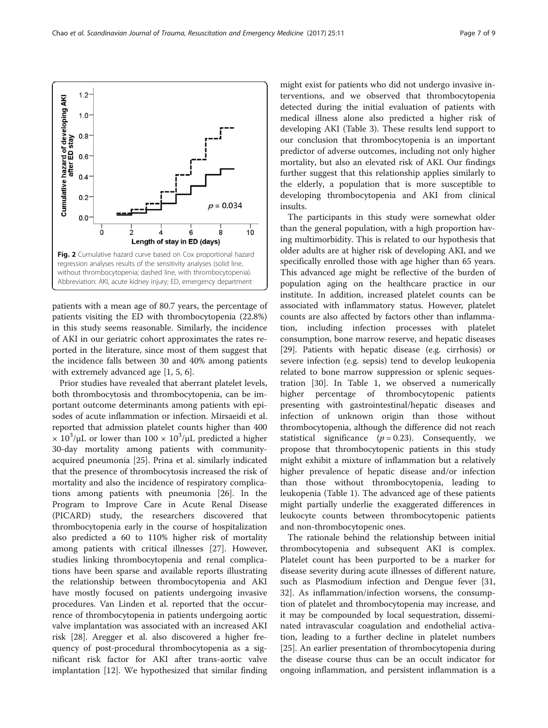Fig. 2 Cumulative hazard curve based on Cox proportional hazard regression analyses results of the sensitivity analyses (solid line, without thrombocytopenia; dashed line, with thrombocytopenia). Abbreviation: AKI, acute kidney injury; ED, emergency department

patients with a mean age of 80.7 years, the percentage of patients visiting the ED with thrombocytopenia (22.8%) in this study seems reasonable. Similarly, the incidence of AKI in our geriatric cohort approximates the rates reported in the literature, since most of them suggest that the incidence falls between 30 and 40% among patients with extremely advanced age [1, 5, 6].

Prior studies have revealed that aberrant platelet levels, both thrombocytosis and thrombocytopenia, can be important outcome determinants among patients with episodes of acute inflammation or infection. Mirsaeidi et al. reported that admission platelet counts higher than 400 $\times 10^3/\mu L$ or lower than $100 \times 10^3/\mu L$ predicted a higher 30-day mortality among patients with community-acquired pneumonia [25]. Prina et al. similarly indicated that the presence of thrombocytosis increased the risk of mortality and also the incidence of respiratory complications among patients with pneumonia [26]. In the Program to Improve Care in Acute Renal Disease (PICARD) study, the researchers discovered that thrombocytopenia early in the course of hospitalization also predicted a 60 to 110% higher risk of mortality among patients with critical illnesses [27]. However, studies linking thrombocytopenia and renal complications have been sparse and available reports illustrating the relationship between thrombocytopenia and AKI have mostly focused on patients undergoing invasive procedures. Van Linden et al. reported that the occurrence of thrombocytopenia in patients undergoing aortic valve implantation was associated with an increased AKI risk [28]. Aregger et al. also discovered a higher frequency of post-procedural thrombocytopenia as a significant risk factor for AKI after trans-aortic valve implantation [12]. We hypothesized that similar finding might exist for patients who did not undergo invasive interventions, and we observed that thrombocytopenia detected during the initial evaluation of patients with medical illness alone also predicted a higher risk of developing AKI (Table 3). These results lend support to our conclusion that thrombocytopenia is an important predictor of adverse outcomes, including not only higher mortality, but also an elevated risk of AKI. Our findings further suggest that this relationship applies similarly to the elderly, a population that is more susceptible to developing thrombocytopenia and AKI from clinical insults.

The participants in this study were somewhat older than the general population, with a high proportion having multimorbidity. This is related to our hypothesis that older adults are at higher risk of developing AKI, and we specifically enrolled those with age higher than 65 years. This advanced age might be reflective of the burden of population aging on the healthcare practice in our institute. In addition, increased platelet counts can be associated with inflammatory status. However, platelet counts are also affected by factors other than inflammation, including infection processes with platelet consumption, bone marrow reserve, and hepatic diseases [29]. Patients with hepatic disease (e.g. cirrhosis) or severe infection (e.g. sepsis) tend to develop leukopenia related to bone marrow suppression or splenic sequestration [30]. In Table 1, we observed a numerically higher percentage of thrombocytopenic patients presenting with gastrointestinal/hepatic diseases and infection of unknown origin than those without thrombocytopenia, although the difference did not reach statistical significance ($p = 0.23$). Consequently, we propose that thrombocytopenic patients in this study might exhibit a mixture of inflammation but a relatively higher prevalence of hepatic disease and/or infection than those without thrombocytopenia, leading to leukopenia (Table 1). The advanced age of these patients might partially underlie the exaggerated differences in leukocyte counts between thrombocytopenic patients and non-thrombocytopenic ones.

The rationale behind the relationship between initial thrombocytopenia and subsequent AKI is complex. Platelet count has been purported to be a marker for disease severity during acute illnesses of different nature, such as Plasmodium infection and Dengue fever [31, 32]. As inflammation/infection worsens, the consumption of platelet and thrombocytopenia may increase, and it may be compounded by local sequestration, disseminated intravascular coagulation and endothelial activation, leading to a further decline in platelet numbers [25]. An earlier presentation of thrombocytopenia during the disease course thus can be an occult indicator for ongoing inflammation, and persistent inflammation is a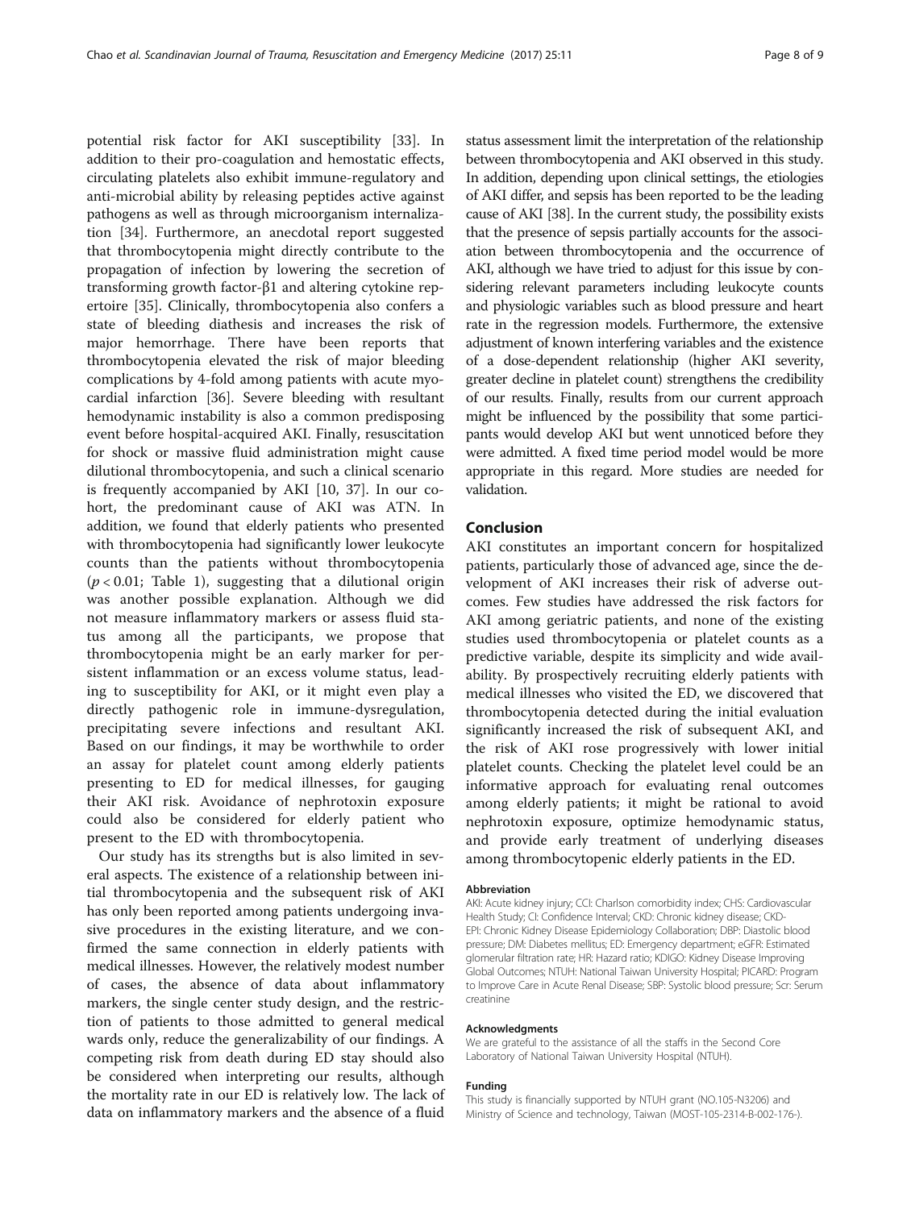potential risk factor for AKI susceptibility [33]. In addition to their pro-coagulation and hemostatic effects, circulating platelets also exhibit immune-regulatory and anti-microbial ability by releasing peptides active against pathogens as well as through microorganism internalization [34]. Furthermore, an anecdotal report suggested that thrombocytopenia might directly contribute to the propagation of infection by lowering the secretion of transforming growth factor-β1 and altering cytokine repertoire [35]. Clinically, thrombocytopenia also confers a state of bleeding diathesis and increases the risk of major hemorrhage. There have been reports that thrombocytopenia elevated the risk of major bleeding complications by 4-fold among patients with acute myocardial infarction [36]. Severe bleeding with resultant hemodynamic instability is also a common predisposing event before hospital-acquired AKI. Finally, resuscitation for shock or massive fluid administration might cause dilutional thrombocytopenia, and such a clinical scenario is frequently accompanied by AKI [10, 37]. In our cohort, the predominant cause of AKI was ATN. In addition, we found that elderly patients who presented with thrombocytopenia had significantly lower leukocyte counts than the patients without thrombocytopenia ($p < 0.01$; Table 1), suggesting that a dilutional origin was another possible explanation. Although we did not measure inflammatory markers or assess fluid status among all the participants, we propose that thrombocytopenia might be an early marker for persistent inflammation or an excess volume status, leading to susceptibility for AKI, or it might even play a directly pathogenic role in immune-dysregulation, precipitating severe infections and resultant AKI. Based on our findings, it may be worthwhile to order an assay for platelet count among elderly patients presenting to ED for medical illnesses, for gauging their AKI risk. Avoidance of nephrotoxin exposure could also be considered for elderly patient who present to the ED with thrombocytopenia.

Our study has its strengths but is also limited in several aspects. The existence of a relationship between initial thrombocytopenia and the subsequent risk of AKI has only been reported among patients undergoing invasive procedures in the existing literature, and we confirmed the same connection in elderly patients with medical illnesses. However, the relatively modest number of cases, the absence of data about inflammatory markers, the single center study design, and the restriction of patients to those admitted to general medical wards only, reduce the generalizability of our findings. A competing risk from death during ED stay should also be considered when interpreting our results, although the mortality rate in our ED is relatively low. The lack of data on inflammatory markers and the absence of a fluid status assessment limit the interpretation of the relationship between thrombocytopenia and AKI observed in this study. In addition, depending upon clinical settings, the etiologies of AKI differ, and sepsis has been reported to be the leading cause of AKI [38]. In the current study, the possibility exists that the presence of sepsis partially accounts for the association between thrombocytopenia and the occurrence of AKI, although we have tried to adjust for this issue by considering relevant parameters including leukocyte counts and physiologic variables such as blood pressure and heart rate in the regression models. Furthermore, the extensive adjustment of known interfering variables and the existence of a dose-dependent relationship (higher AKI severity, greater decline in platelet count) strengthens the credibility of our results. Finally, results from our current approach might be influenced by the possibility that some participants would develop AKI but went unnoticed before they were admitted. A fixed time period model would be more appropriate in this regard. More studies are needed for validation.

## Conclusion

AKI constitutes an important concern for hospitalized patients, particularly those of advanced age, since the development of AKI increases their risk of adverse outcomes. Few studies have addressed the risk factors for AKI among geriatric patients, and none of the existing studies used thrombocytopenia or platelet counts as a predictive variable, despite its simplicity and wide availability. By prospectively recruiting elderly patients with medical illnesses who visited the ED, we discovered that thrombocytopenia detected during the initial evaluation significantly increased the risk of subsequent AKI, and the risk of AKI rose progressively with lower initial platelet counts. Checking the platelet level could be an informative approach for evaluating renal outcomes among elderly patients; it might be rational to avoid nephrotoxin exposure, optimize hemodynamic status, and provide early treatment of underlying diseases among thrombocytopenic elderly patients in the ED.

#### Abbreviation

AKI: Acute kidney injury; CCI: Charlson comorbidity index; CHS: Cardiovascular Health Study; CI: Confidence Interval; CKD: Chronic kidney disease; CKD-EPI: Chronic Kidney Disease Epidemiology Collaboration; DBP: Diastolic blood pressure; DM: Diabetes mellitus; ED: Emergency department; eGFR: Estimated glomerular filtration rate; HR: Hazard ratio; KDIGO: Kidney Disease Improving Global Outcomes; NTUH: National Taiwan University Hospital; PICARD: Program to Improve Care in Acute Renal Disease; SBP: Systolic blood pressure; Scr: Serum creatinine

#### Acknowledgments

We are grateful to the assistance of all the staffs in the Second Core Laboratory of National Taiwan University Hospital (NTUH).

#### Funding

This study is financially supported by NTUH grant (NO.105-N3206) and Ministry of Science and technology, Taiwan (MOST-105-2314-B-002-176-).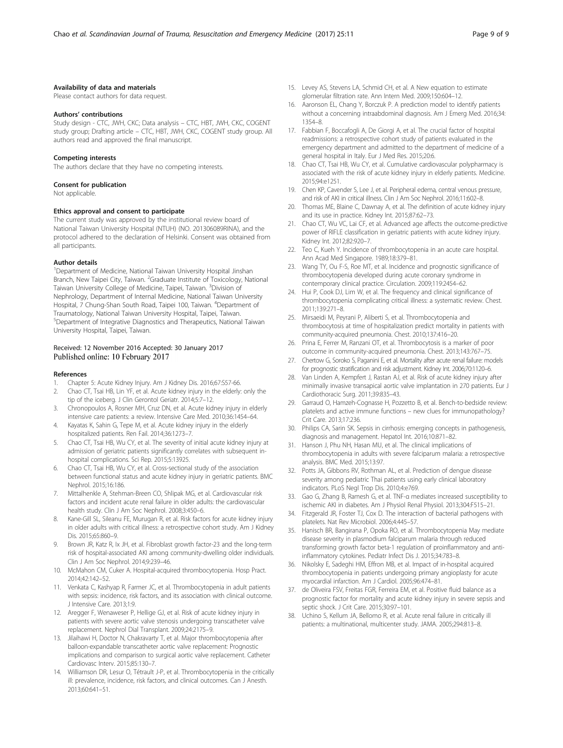### Availability of data and materials

Please contact authors for data request.

### Authors' contributions

Study design - CTC, JWH, CKC; Data analysis – CTC, HBT, JWH, CKC, COGENT study group; Drafting article – CTC, HBT, JWH, CKC, COGENT study group. All authors read and approved the final manuscript.

### Competing interests

The authors declare that they have no competing interests.

### Consent for publication

Not applicable.

### Ethics approval and consent to participate

The current study was approved by the institutional review board of National Taiwan University Hospital (NTUH) (NO. 201306089RINA), and the protocol adhered to the declaration of Helsinki. Consent was obtained from all participants.

### Author details

[1]Department of Medicine, National Taiwan University Hospital Jinshan Branch, New Taipei City, Taiwan. [2]Graduate Institute of Toxicology, National Taiwan University College of Medicine, Taipei, Taiwan. [3]Division of Nephrology, Department of Internal Medicine, National Taiwan University Hospital, 7 Chung-Shan South Road, Taipei 100, Taiwan. [4]Department of Traumatology, National Taiwan University Hospital, Taipei, Taiwan. [5]Department of Integrative Diagnostics and Therapeutics, National Taiwan University Hospital, Taipei, Taiwan.

Received: 12 November 2016 Accepted: 30 January 2017
Published online: 10 February 2017

### References

1. Chapter 5: Acute Kidney Injury. Am J Kidney Dis. 2016;67:S57-66.
2. Chao CT, Tsai HB, Lin YF, et al. Acute kidney injury in the elderly: only the tip of the iceberg. J Clin Gerontol Geriatr. 2014;5:7–12.
3. Chronopoulos A, Rosner MH, Cruz DN, et al. Acute kidney injury in elderly intensive care patients: a review. Intensive Care Med. 2010;36:1454–64.
4. Kayatas K, Sahin G, Tepe M, et al. Acute kidney injury in the elderly hospitalized patients. Ren Fail. 2014;36:1273–7.
5. Chao CT, Tsai HB, Wu CY, et al. The severity of initial acute kidney injury at admission of geriatric patients significantly correlates with subsequent in-hospital complications. Sci Rep. 2015;5:13925.
6. Chao CT, Tsai HB, Wu CY, et al. Cross-sectional study of the association between functional status and acute kidney injury in geriatric patients. BMC Nephrol. 2015;16:186.
7. Mittalhenkle A, Stehman-Breen CO, Shlipak MG, et al. Cardiovascular risk factors and incident acute renal failure in older adults: the cardiovascular health study. Clin J Am Soc Nephrol. 2008;3:450–6.
8. Kane-Gill SL, Sileanu FE, Murugan R, et al. Risk factors for acute kidney injury in older adults with critical illness: a retrospective cohort study. Am J Kidney Dis. 2015;65:860–9.
9. Brown JR, Katz R, Ix JH, et al. Fibroblast growth factor-23 and the long-term risk of hospital-associated AKI among community-dwelling older individuals. Clin J Am Soc Nephrol. 2014;9:239–46.
10. McMahon CM, Cuker A. Hospital-acquired thrombocytopenia. Hosp Pract. 2014;42:142–52.
11. Venkata C, Kashyap R, Farmer JC, et al. Thrombocytopenia in adult patients with sepsis: incidence, risk factors, and its association with clinical outcome. J Intensive Care. 2013;1:9.
12. Aregger F, Wenaweser P, Hellige GJ, et al. Risk of acute kidney injury in patients with severe aortic valve stenosis undergoing transcatheter valve replacement. Nephrol Dial Transplant. 2009;24:2175–9.
13. Jilaihawi H, Doctor N, Chakravarty T, et al. Major thrombocytopenia after balloon-expandable transcatheter aortic valve replacement: Prognostic implications and comparison to surgical aortic valve replacement. Catheter Cardiovasc Interv. 2015;85:130–7.
14. Williamson DR, Lesur O, Tétrault J-P, et al. Thrombocytopenia in the critically ill: prevalence, incidence, risk factors, and clinical outcomes. Can J Anesth. 2013;60:641–51.
15. Levey AS, Stevens LA, Schmid CH, et al. A New equation to estimate glomerular filtration rate. Ann Intern Med. 2009;150:604–12.
16. Aaronson EL, Chang Y, Borczuk P. A prediction model to identify patients without a concerning intraabdominal diagnosis. Am J Emerg Med. 2016;34:1354–8.
17. Fabbian F, Boccafogli A, De Giorgi A, et al. The crucial factor of hospital readmissions: a retrospective cohort study of patients evaluated in the emergency department and admitted to the department of medicine of a general hospital in Italy. Eur J Med Res. 2015;20:6.
18. Chao CT, Tsai HB, Wu CY, et al. Cumulative cardiovascular polypharmacy is associated with the risk of acute kidney injury in elderly patients. Medicine. 2015;94:e1251.
19. Chen KP, Cavender S, Lee J, et al. Peripheral edema, central venous pressure, and risk of AKI in critical illness. Clin J Am Soc Nephrol. 2016;11:602–8.
20. Thomas ME, Blaine C, Dawnay A, et al. The definition of acute kidney injury and its use in practice. Kidney Int. 2015;87:62–73.
21. Chao CT, Wu VC, Lai CF, et al. Advanced age affects the outcome-predictive power of RIFLE classification in geriatric patients with acute kidney injury. Kidney Int. 2012;82:920–7.
22. Teo C, Kueh Y. Incidence of thrombocytopenia in an acute care hospital. Ann Acad Med Singapore. 1989;18:379–81.
23. Wang TY, Ou F-S, Roe MT, et al. Incidence and prognostic significance of thrombocytopenia developed during acute coronary syndrome in contemporary clinical practice. Circulation. 2009;119:2454–62.
24. Hui P, Cook DJ, Lim W, et al. The frequency and clinical significance of thrombocytopenia complicating critical illness: a systematic review. Chest. 2011;139:271–8.
25. Mirsaeidi M, Peyrani P, Aliberti S, et al. Thrombocytopenia and thrombocytosis at time of hospitalization predict mortality in patients with community-acquired pneumonia. Chest. 2010;137:416–20.
26. Prina E, Ferrer M, Ranzani OT, et al. Thrombocytosis is a marker of poor outcome in community-acquired pneumonia. Chest. 2013;143:767–75.
27. Chertow G, Soroko S, Paganini E, et al. Mortality after acute renal failure: models for prognostic stratification and risk adjustment. Kidney Int. 2006;70:1120–6.
28. Van Linden A, Kempfert J, Rastan AJ, et al. Risk of acute kidney injury after minimally invasive transapical aortic valve implantation in 270 patients. Eur J Cardiothoracic Surg. 2011;39:835–43.
29. Garraud O, Hamzeh-Cognasse H, Pozzetto B, et al. Bench-to-bedside review: platelets and active immune functions – new clues for immunopathology? Crit Care. 2013;17:236.
30. Philips CA, Sarin SK. Sepsis in cirrhosis: emerging concepts in pathogenesis, diagnosis and management. Hepatol Int. 2016;10:871–82.
31. Hanson J, Phu NH, Hasan MU, et al. The clinical implications of thrombocytopenia in adults with severe falciparum malaria: a retrospective analysis. BMC Med. 2015;13:97.
32. Potts JA, Gibbons RV, Rothman AL, et al. Prediction of dengue disease severity among pediatric Thai patients using early clinical laboratory indicators. PLoS Negl Trop Dis. 2010;4:e769.
33. Gao G, Zhang B, Ramesh G, et al. TNF-α mediates increased susceptibility to ischemic AKI in diabetes. Am J Physiol Renal Physiol. 2013;304:F515–21.
34. Fitzgerald JR, Foster TJ, Cox D. The interaction of bacterial pathogens with platelets. Nat Rev Microbiol. 2006;4:445–57.
35. Hanisch BR, Bangirana P, Opoka RO, et al. Thrombocytopenia May mediate disease severity in plasmodium falciparum malaria through reduced transforming growth factor beta-1 regulation of proinflammatory and anti-inflammatory cytokines. Pediatr Infect Dis J. 2015;34:783–8.
36. Nikolsky E, Sadeghi HM, Effron MB, et al. Impact of in-hospital acquired thrombocytopenia in patients undergoing primary angioplasty for acute myocardial infarction. Am J Cardiol. 2005;96:474–81.
37. de Oliveira FSV, Freitas FGR, Ferreira EM, et al. Positive fluid balance as a prognostic factor for mortality and acute kidney injury in severe sepsis and septic shock. J Crit Care. 2015;30:97–101.
38. Uchino S, Kellum JA, Bellomo R, et al. Acute renal failure in critically ill patients: a multinational, multicenter study. JAMA. 2005;294:813–8.